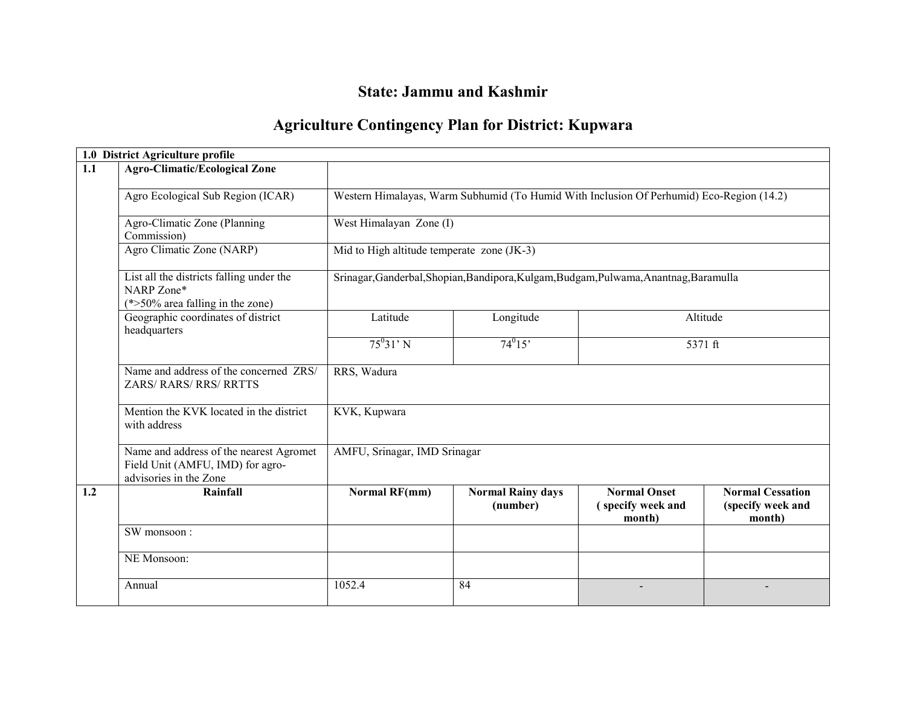# State: Jammu and Kashmir

## Agriculture Contingency Plan for District: Kupwara

| **1.0 District Agriculture profile** | | | | | |
|---|---|---|---|---|---|
| **1.1** | **Agro-Climatic/Ecological Zone** | | | | |
| | Agro Ecological Sub Region (ICAR) | Western Himalayas, Warm Subhumid (To Humid With Inclusion Of Perhumid) Eco-Region (14.2) | | | |
| | Agro-Climatic Zone (Planning Commission) | West Himalayan Zone (I) | | | |
| | Agro Climatic Zone (NARP) | Mid to High altitude temperate zone (JK-3) | | | |
| | List all the districts falling under the NARP Zone* (*>50% area falling in the zone) | Srinagar,Ganderbal,Shopian,Bandipora,Kulgam,Budgam,Pulwama,Anantnag,Baramulla | | | |
| | Geographic coordinates of district headquarters | Latitude | Longitude | Altitude | |
| | | $75^0 31'$ N | $74^0 15'$ | 5371 ft | |
| | Name and address of the concerned ZRS/ ZARS/ RARS/ RRS/ RRTTS | RRS, Wadura | | | |
| | Mention the KVK located in the district with address | KVK, Kupwara | | | |
| | Name and address of the nearest Agromet Field Unit (AMFU, IMD) for agro-advisories in the Zone | AMFU, Srinagar, IMD Srinagar | | | |
| **1.2** | **Rainfall** | **Normal RF(mm)** | **Normal Rainy days (number)** | **Normal Onset ( specify week and month)** | **Normal Cessation (specify week and month)** |
| | SW monsoon : | | | | |
| | NE Monsoon: | | | | |
| | Annual | 1052.4 | 84 | - | - |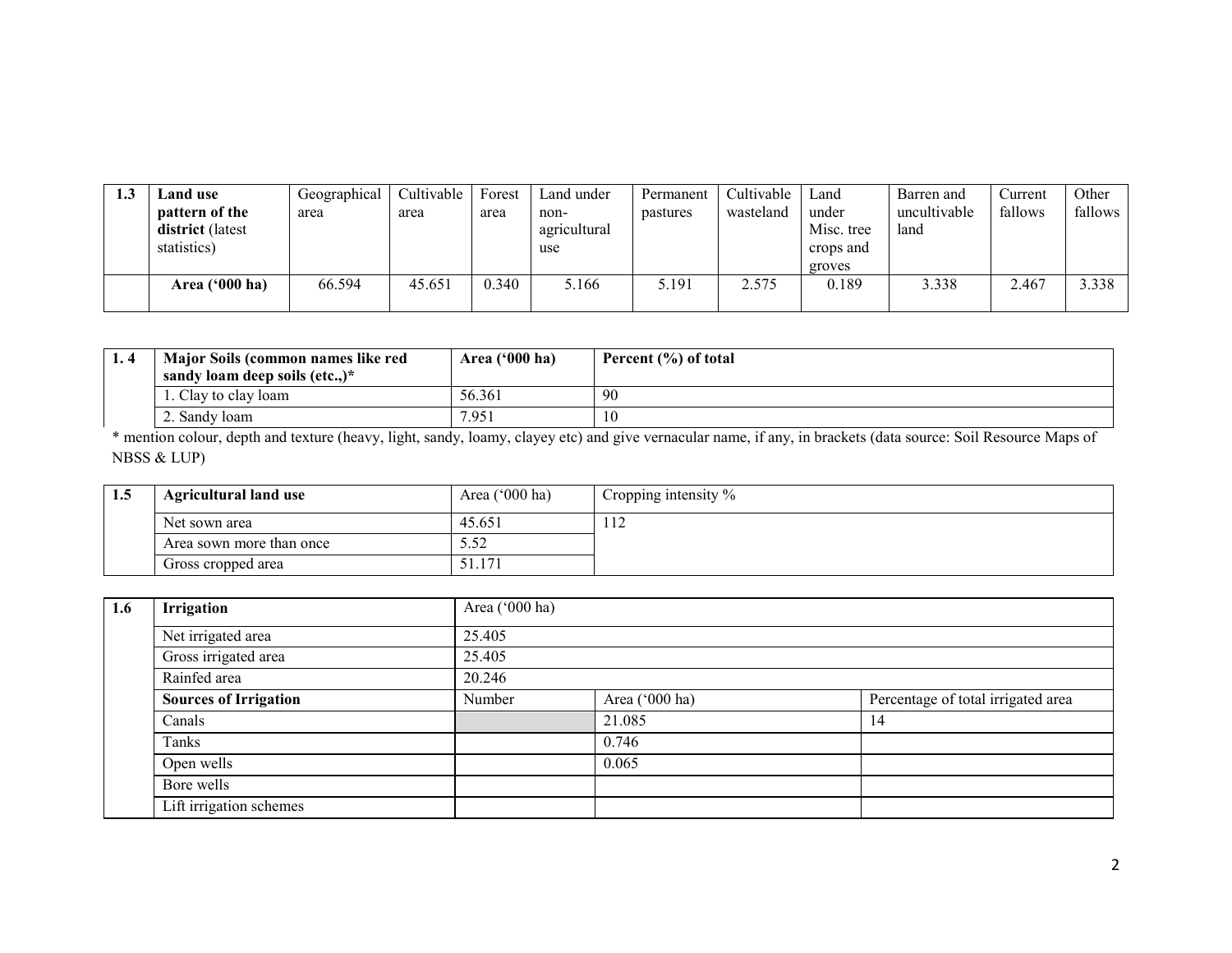| 1.3 | **Land use pattern of the district** (latest statistics) | Geographical area | Cultivable area | Forest area | Land under non-agricultural use | Permanent pastures | Cultivable wasteland | Land under Misc. tree crops and groves | Barren and uncultivable land | Current fallows | Other fallows |
|---|---|---|---|---|---|---|---|---|---|---|---|
| | **Area ('000 ha)** | 66.594 | 45.651 | 0.340 | 5.166 | 5.191 | 2.575 | 0.189 | 3.338 | 2.467 | 3.338 |

| 1. 4 | **Major Soils (common names like red sandy loam deep soils (etc.,)*** | **Area ('000 ha)** | **Percent (%) of total** |
|---|---|---|---|
| | 1. Clay to clay loam | 56.361 | 90 |
| | 2. Sandy loam | 7.951 | 10 |

* mention colour, depth and texture (heavy, light, sandy, loamy, clayey etc) and give vernacular name, if any, in brackets (data source: Soil Resource Maps of NBSS & LUP)

| 1.5 | **Agricultural land use** | Area ('000 ha) | Cropping intensity % |
|---|---|---|---|
| | Net sown area | 45.651 | 112 |
| | Area sown more than once | 5.52 | |
| | Gross cropped area | 51.171 | |

| 1.6 | **Irrigation** | Area ('000 ha) | | |
|---|---|---|---|---|
| | Net irrigated area | 25.405 | | |
| | Gross irrigated area | 25.405 | | |
| | Rainfed area | 20.246 | | |
| | **Sources of Irrigation** | Number | Area ('000 ha) | Percentage of total irrigated area |
| | Canals | | 21.085 | 14 |
| | Tanks | | 0.746 | |
| | Open wells | | 0.065 | |
| | Bore wells | | | |
| | Lift irrigation schemes | | | |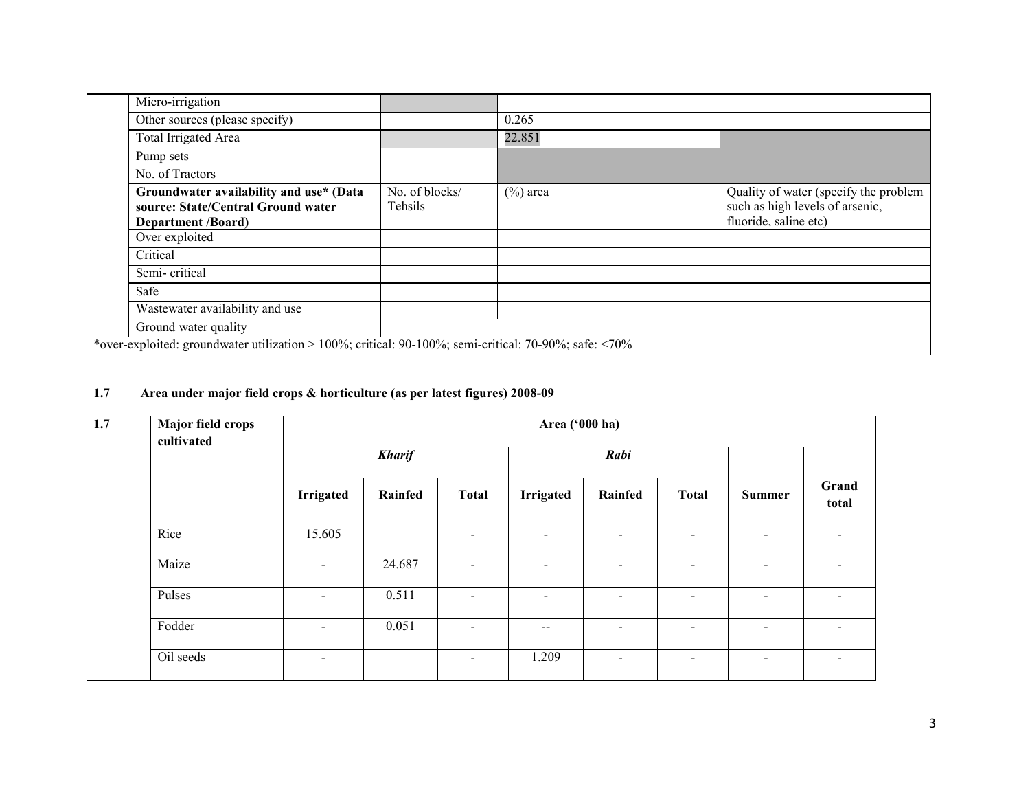| | | | | |
|---|---|---|---|---|
| | Micro-irrigation | | | |
| | Other sources (please specify) | | 0.265 | |
| | Total Irrigated Area | | 22.851 | |
| | Pump sets | | | |
| | No. of Tractors | | | |
| | **Groundwater availability and use* (Data source: State/Central Ground water Department /Board)** | No. of blocks/ Tehsils | (%) area | Quality of water (specify the problem such as high levels of arsenic, fluoride, saline etc) |
| | Over exploited | | | |
| | Critical | | | |
| | Semi- critical | | | |
| | Safe | | | |
| | Wastewater availability and use | | | |
| | Ground water quality | | | |
| *over-exploited: groundwater utilization > 100%; critical: 90-100%; semi-critical: 70-90%; safe: <70% | | | | |

**1.7 Area under major field crops & horticulture (as per latest figures) 2008-09**

| 1.7 | Major field crops cultivated | Area ('000 ha) | | | | | | | |
|---|---|---|---|---|---|---|---|---|---|
| | | ***Kharif*** | | | ***Rabi*** | | | | |
| | | **Irrigated** | **Rainfed** | **Total** | **Irrigated** | **Rainfed** | **Total** | **Summer** | **Grand total** |
| | Rice | 15.605 | | - | - | - | - | - | - |
| | Maize | - | 24.687 | - | - | - | - | - | - |
| | Pulses | - | 0.511 | - | - | - | - | - | - |
| | Fodder | - | 0.051 | - | -- | - | - | - | - |
| | Oil seeds | - | | - | 1.209 | - | - | - | - |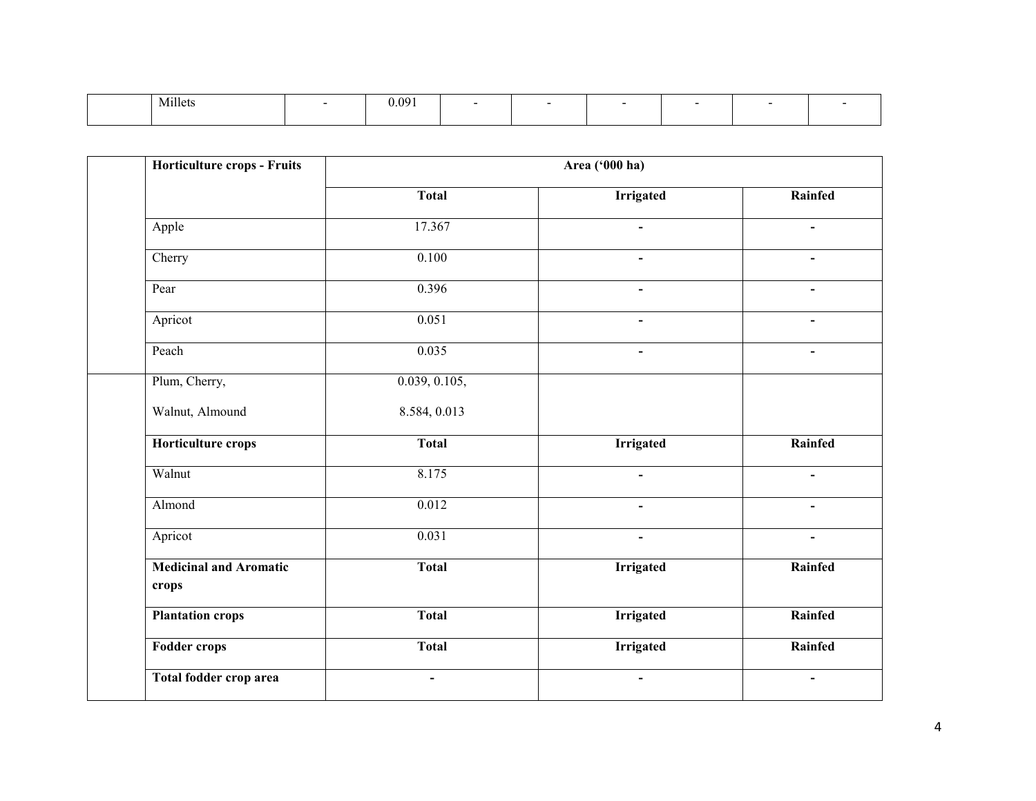|  | Millets | - | 0.091 | - | - | - | - | - | - |
|---|---|---|---|---|---|---|---|---|---|

|  | Horticulture crops - Fruits | Area ('000 ha) | | |
|---|---|---|---|---|
|  |  | **Total** | **Irrigated** | **Rainfed** |
|  | Apple | 17.367 | - | - |
|  | Cherry | 0.100 | - | - |
|  | Pear | 0.396 | - | - |
|  | Apricot | 0.051 | - | - |
|  | Peach | 0.035 | - | - |
|  | Plum, Cherry, Walnut, Almound | 0.039, 0.105, 8.584, 0.013 |  |  |
|  | **Horticulture crops** | **Total** | **Irrigated** | **Rainfed** |
|  | Walnut | 8.175 | - | - |
|  | Almond | 0.012 | - | - |
|  | Apricot | 0.031 | - | - |
|  | **Medicinal and Aromatic crops** | **Total** | **Irrigated** | **Rainfed** |
|  | **Plantation crops** | **Total** | **Irrigated** | **Rainfed** |
|  | **Fodder crops** | **Total** | **Irrigated** | **Rainfed** |
|  | **Total fodder crop area** | - | - | - |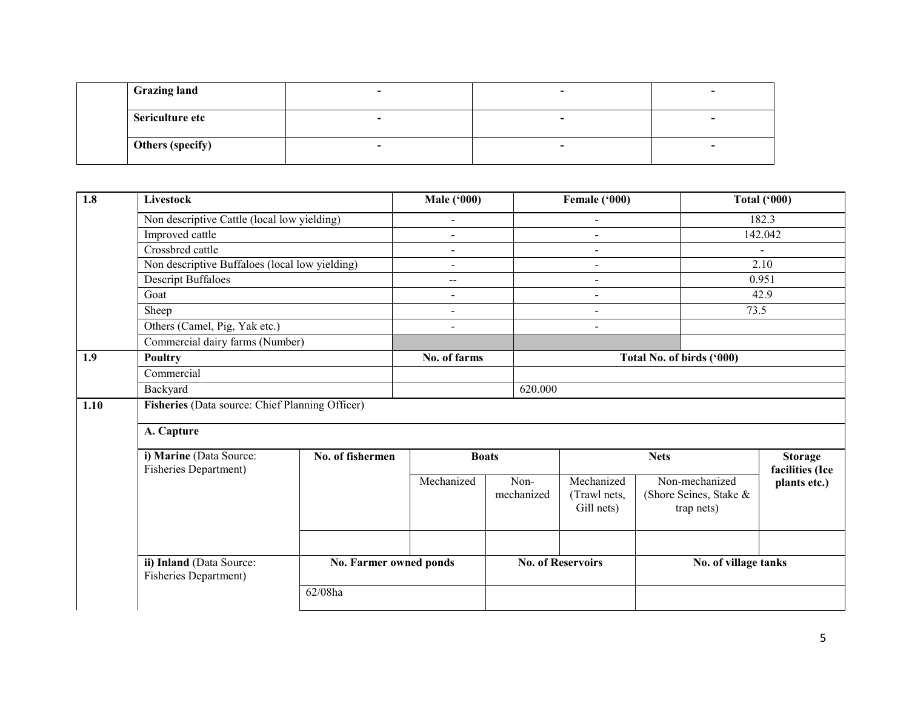| | | | | |
|---|---|---|---|---|
| | **Grazing land** | - | - | - |
| | **Sericulture etc** | - | - | - |
| | **Others (specify)** | - | - | - |

| 1.8 | **Livestock** | **Male ('000)** | **Female ('000)** | **Total ('000)** |
|---|---|---|---|---|
| | Non descriptive Cattle (local low yielding) | - | - | 182.3 |
| | Improved cattle | - | - | 142.042 |
| | Crossbred cattle | - | - | - |
| | Non descriptive Buffaloes (local low yielding) | - | - | 2.10 |
| | Descript Buffaloes | -- | - | 0.951 |
| | Goat | - | - | 42.9 |
| | Sheep | - | - | 73.5 |
| | Others (Camel, Pig, Yak etc.) | - | - | |
| | Commercial dairy farms (Number) | | | |
| **1.9** | **Poultry** | **No. of farms** | **Total No. of birds ('000)** | |
| | Commercial | | | |
| | Backyard | | 620.000 | |

| 1.10 | **Fisheries** (Data source: Chief Planning Officer) | | | | | | |
|---|---|---|---|---|---|---|---|
| | **A. Capture** | | | | | | |
| | **i) Marine** (Data Source: Fisheries Department) | **No. of fishermen** | **Boats** | | **Nets** | | **Storage facilities (Ice plants etc.)** |
| | | | Mechanized | Non-mechanized | Mechanized (Trawl nets, Gill nets) | Non-mechanized (Shore Seines, Stake & trap nets) | |
| | | | | | | | |
| | **ii) Inland** (Data Source: Fisheries Department) | **No. Farmer owned ponds** | | **No. of Reservoirs** | | **No. of village tanks** | |
| | | 62/08ha | | | | | |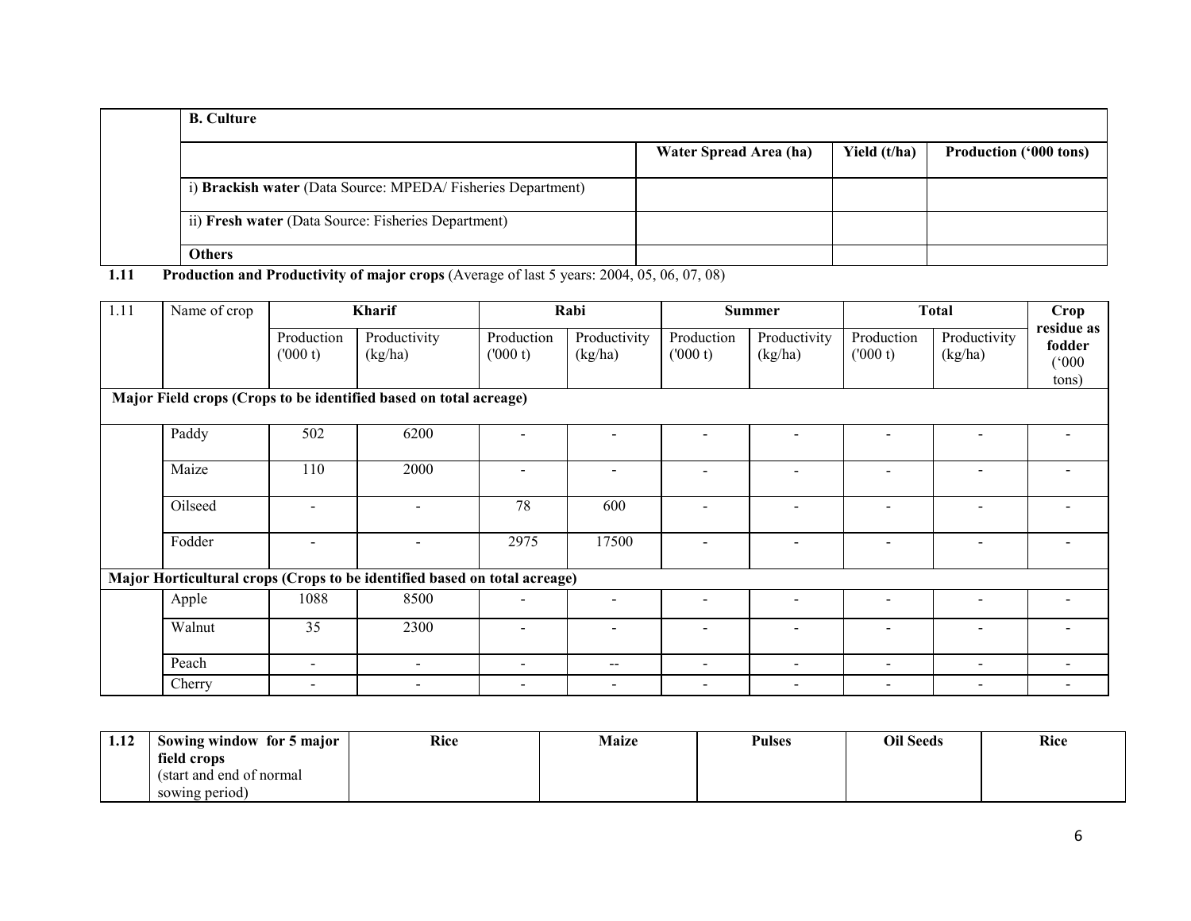| | B. Culture | | | |
|---|---|---|---|---|
| | | Water Spread Area (ha) | Yield (t/ha) | Production ('000 tons) |
| | i) **Brackish water** (Data Source: MPEDA/ Fisheries Department) | | | |
| | ii) **Fresh water** (Data Source: Fisheries Department) | | | |
| | **Others** | | | |

**1.11 Production and Productivity of major crops** (Average of last 5 years: 2004, 05, 06, 07, 08)

| 1.11 | Name of crop | Kharif | | Rabi | | Summer | | Total | | Crop residue as fodder ('000 tons) |
|---|---|---|---|---|---|---|---|---|---|---|
| | | Production ('000 t) | Productivity (kg/ha) | Production ('000 t) | Productivity (kg/ha) | Production ('000 t) | Productivity (kg/ha) | Production ('000 t) | Productivity (kg/ha) | |
| **Major Field crops (Crops to be identified based on total acreage)** | | | | | | | | | | |
| | Paddy | 502 | 6200 | - | - | - | - | - | - | - |
| | Maize | 110 | 2000 | - | - | - | - | - | - | - |
| | Oilseed | - | - | 78 | 600 | - | - | - | - | - |
| | Fodder | - | - | 2975 | 17500 | - | - | - | - | - |
| **Major Horticultural crops (Crops to be identified based on total acreage)** | | | | | | | | | | |
| | Apple | 1088 | 8500 | - | - | - | - | - | - | - |
| | Walnut | 35 | 2300 | - | - | - | - | - | - | - |
| | Peach | - | - | - | -- | - | - | - | - | - |
| | Cherry | - | - | - | - | - | - | - | - | - |

| 1.12 | **Sowing window for 5 major field crops** (start and end of normal sowing period) | **Rice** | **Maize** | **Pulses** | **Oil Seeds** | **Rice** |
|---|---|---|---|---|---|---|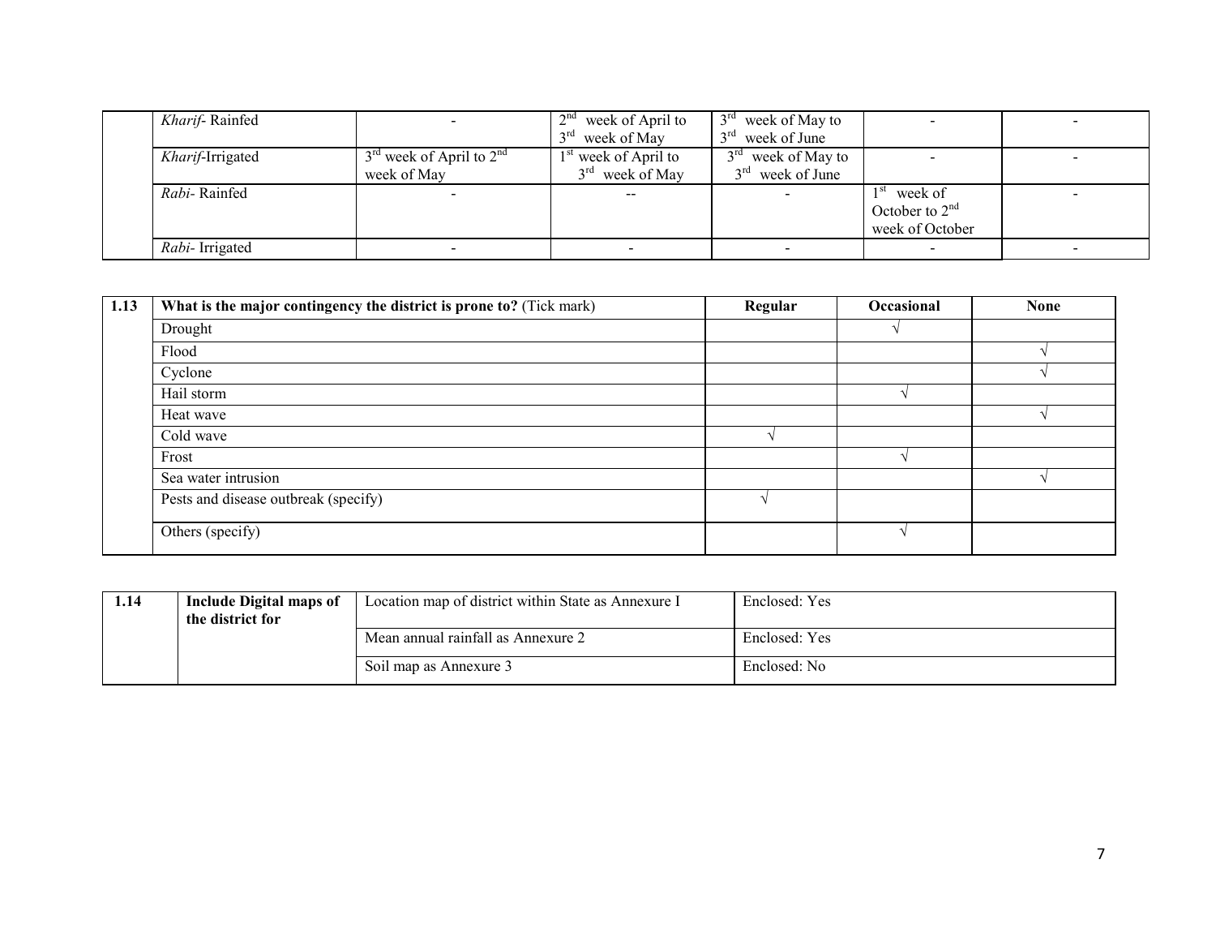| | | | | | | |
|---|---|---|---|---|---|---|
| | *Kharif*- Rainfed | - | 2nd week of April to 3rd week of May | 3rd week of May to 3rd week of June | - | - |
| | *Kharif*-Irrigated | 3rd week of April to 2nd week of May | 1st week of April to 3rd week of May | 3rd week of May to 3rd week of June | - | - |
| | *Rabi*- Rainfed | - | -- | - | 1st week of October to 2nd week of October | - |
| | *Rabi*- Irrigated | - | - | - | - | - |

| 1.13 | **What is the major contingency the district is prone to?** (Tick mark) | **Regular** | **Occasional** | **None** |
|---|---|---|---|---|
| | Drought | | √ | |
| | Flood | | | √ |
| | Cyclone | | | √ |
| | Hail storm | | √ | |
| | Heat wave | | | √ |
| | Cold wave | √ | | |
| | Frost | | √ | |
| | Sea water intrusion | | | √ |
| | Pests and disease outbreak (specify) | √ | | |
| | Others (specify) | | √ | |

| 1.14 | **Include Digital maps of the district for** | Location map of district within State as Annexure I | Enclosed: Yes |
|---|---|---|---|
| | | Mean annual rainfall as Annexure 2 | Enclosed: Yes |
| | | Soil map as Annexure 3 | Enclosed: No |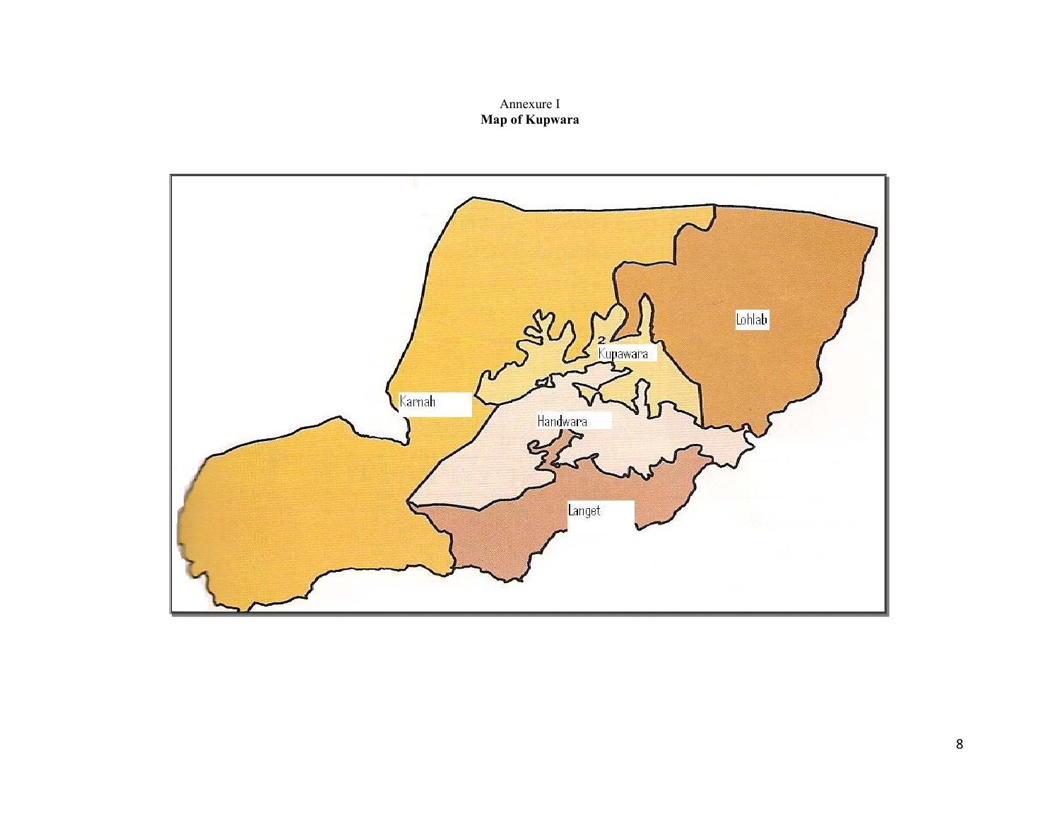Annexure I

**Map of Kupwara**

Lohlab

Kupawara

Karnah

Handwara

Langet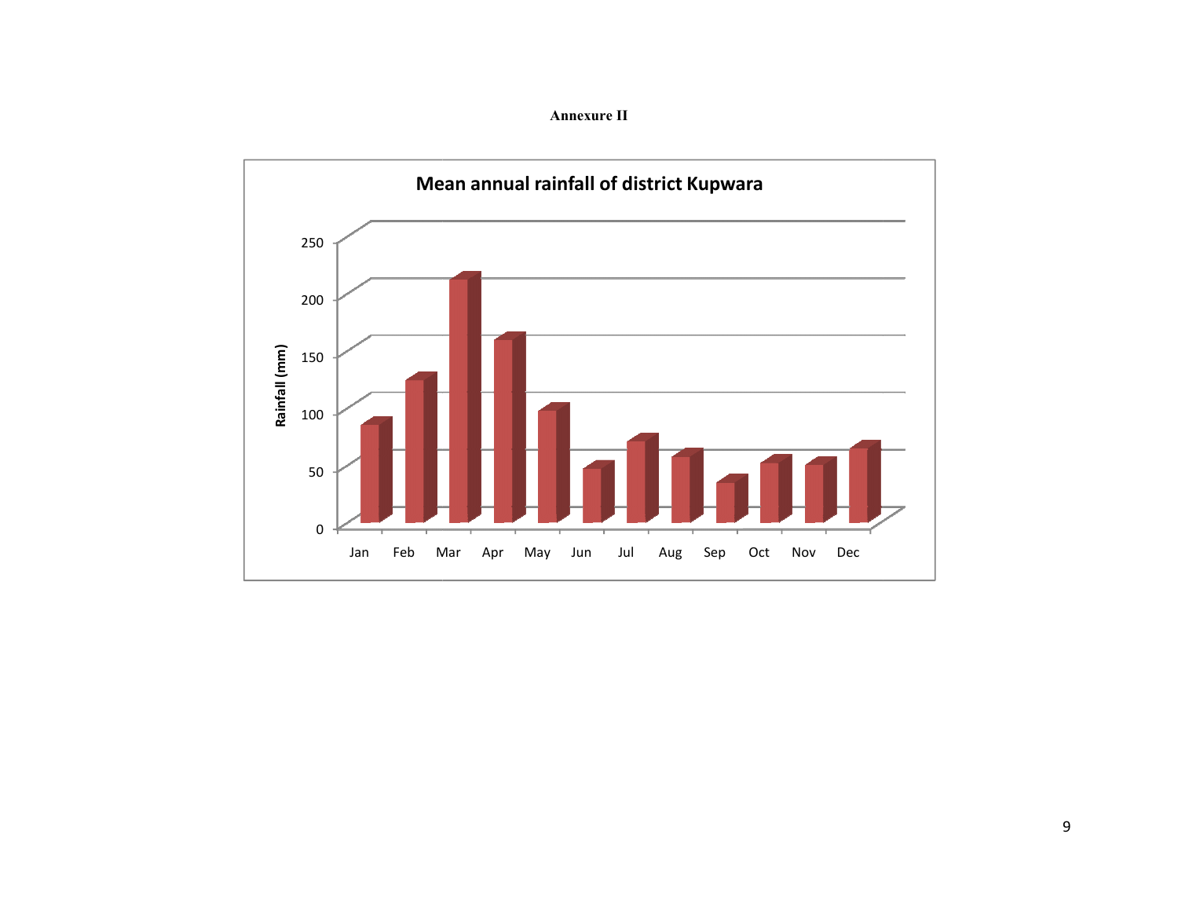**Annexure II**

**Mean annual rainfall of district Kupwara**

Rainfall (mm)

250

200

150

100

50

0

Jan Feb Mar Apr May Jun Jul Aug Sep Oct Nov Dec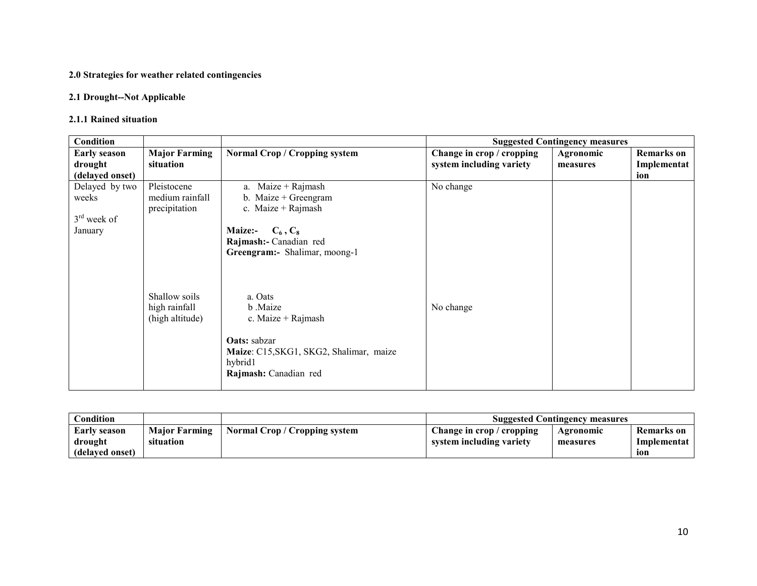**2.0 Strategies for weather related contingencies**

**2.1 Drought--Not Applicable**

**2.1.1 Rained situation**

| Condition | | | Suggested Contingency measures | | |
|---|---|---|---|---|---|
| **Early season drought (delayed onset)** | **Major Farming situation** | **Normal Crop / Cropping system** | **Change in crop / cropping system including variety** | **Agronomic measures** | **Remarks on Implementation** |
| Delayed by two weeks<br><br>3rd week of January | Pleistocene medium rainfall precipitation | a. Maize + Rajmash<br>b. Maize + Greengram<br>c. Maize + Rajmash<br><br>**Maize:-** $C_6$ , $C_8$<br>**Rajmash:-** Canadian red<br>**Greengram:-** Shalimar, moong-1 | No change | | |
| | Shallow soils high rainfall (high altitude) | a. Oats<br>b .Maize<br>c. Maize + Rajmash<br><br>**Oats:** sabzar<br>**Maize**: C15,SKG1, SKG2, Shalimar, maize hybrid1<br>**Rajmash:** Canadian red | No change | | |

| Condition | | | Suggested Contingency measures | | |
|---|---|---|---|---|---|
| **Early season drought (delayed onset)** | **Major Farming situation** | **Normal Crop / Cropping system** | **Change in crop / cropping system including variety** | **Agronomic measures** | **Remarks on Implementation** |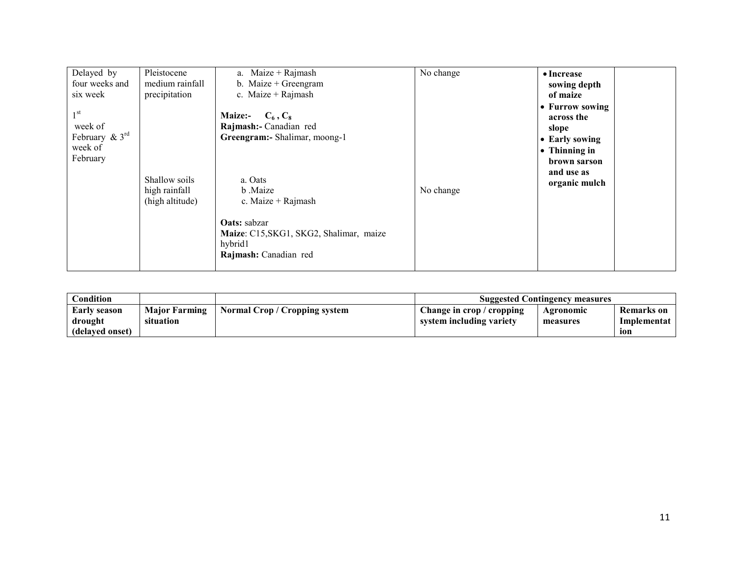| Delayed by four weeks and six week<br><br>1st week of February & 3rd week of February | Pleistocene medium rainfall precipitation | a. Maize + Rajmash<br>b. Maize + Greengram<br>c. Maize + Rajmash<br><br>**Maize:-** $C_6$, $C_8$<br>**Rajmash:-** Canadian red<br>**Greengram:-** Shalimar, moong-1 | No change | • **Increase sowing depth of maize**<br>• **Furrow sowing across the slope**<br>• **Early sowing**<br>• **Thinning in brown sarson and use as organic mulch** | |
|---|---|---|---|---|---|
| | Shallow soils high rainfall (high altitude) | a. Oats<br>b .Maize<br>c. Maize + Rajmash<br><br>**Oats:** sabzar<br>**Maize**: C15,SKG1, SKG2, Shalimar, maize hybrid1<br>**Rajmash:** Canadian red | No change | | |

| **Condition** | | | **Suggested Contingency measures** | | |
|---|---|---|---|---|---|
| **Early season drought (delayed onset)** | **Major Farming situation** | **Normal Crop / Cropping system** | **Change in crop / cropping system including variety** | **Agronomic measures** | **Remarks on Implementation** |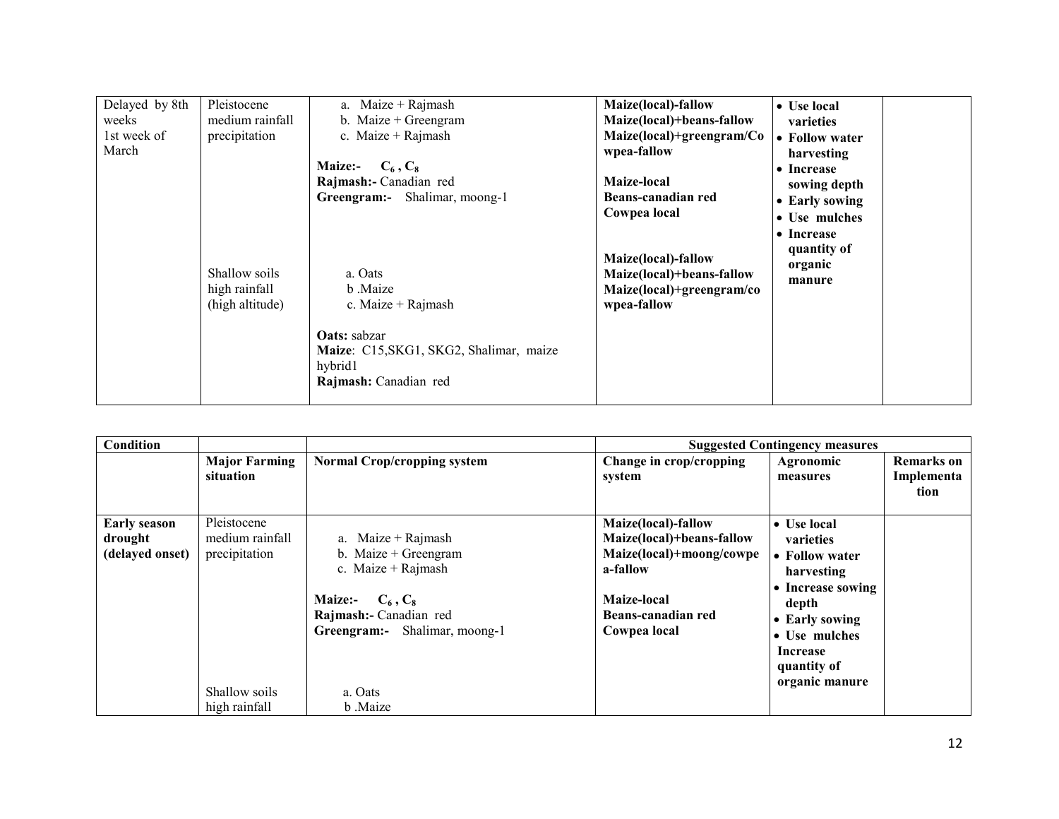| Delayed by 8th weeks 1st week of March | Pleistocene medium rainfall precipitation | a. Maize + Rajmash<br>b. Maize + Greengram<br>c. Maize + Rajmash<br><br>**Maize:-** $C_6$ , $C_8$<br>**Rajmash:-** Canadian red<br>**Greengram:-** Shalimar, moong-1 | **Maize(local)-fallow**<br>**Maize(local)+beans-fallow**<br>**Maize(local)+greengram/Cowpea-fallow**<br><br>**Maize-local**<br>**Beans-canadian red**<br>**Cowpea local** | • **Use local varieties**<br>• **Follow water harvesting**<br>• **Increase sowing depth**<br>• **Early sowing**<br>• **Use mulches**<br>• **Increase quantity of organic manure** | |
|---|---|---|---|---|---|
| | Shallow soils high rainfall (high altitude) | a. Oats<br>b .Maize<br>c. Maize + Rajmash<br><br>**Oats:** sabzar<br>**Maize**: C15,SKG1, SKG2, Shalimar, maize hybrid1<br>**Rajmash:** Canadian red | **Maize(local)-fallow**<br>**Maize(local)+beans-fallow**<br>**Maize(local)+greengram/cowpea-fallow** | | |

| **Condition** | | | **Suggested Contingency measures** | | |
|---|---|---|---|---|---|
| | **Major Farming situation** | **Normal Crop/cropping system** | **Change in crop/cropping system** | **Agronomic measures** | **Remarks on Implementation** |
| **Early season drought (delayed onset)** | Pleistocene medium rainfall precipitation | a. Maize + Rajmash<br>b. Maize + Greengram<br>c. Maize + Rajmash<br><br>**Maize:-** $C_6$ , $C_8$<br>**Rajmash:-** Canadian red<br>**Greengram:-** Shalimar, moong-1 | **Maize(local)-fallow**<br>**Maize(local)+beans-fallow**<br>**Maize(local)+moong/cowpea-fallow**<br><br>**Maize-local**<br>**Beans-canadian red**<br>**Cowpea local** | • **Use local varieties**<br>• **Follow water harvesting**<br>• **Increase sowing depth**<br>• **Early sowing**<br>• **Use mulches**<br>**Increase quantity of organic manure** | |
| | Shallow soils high rainfall | a. Oats<br>b .Maize | | | |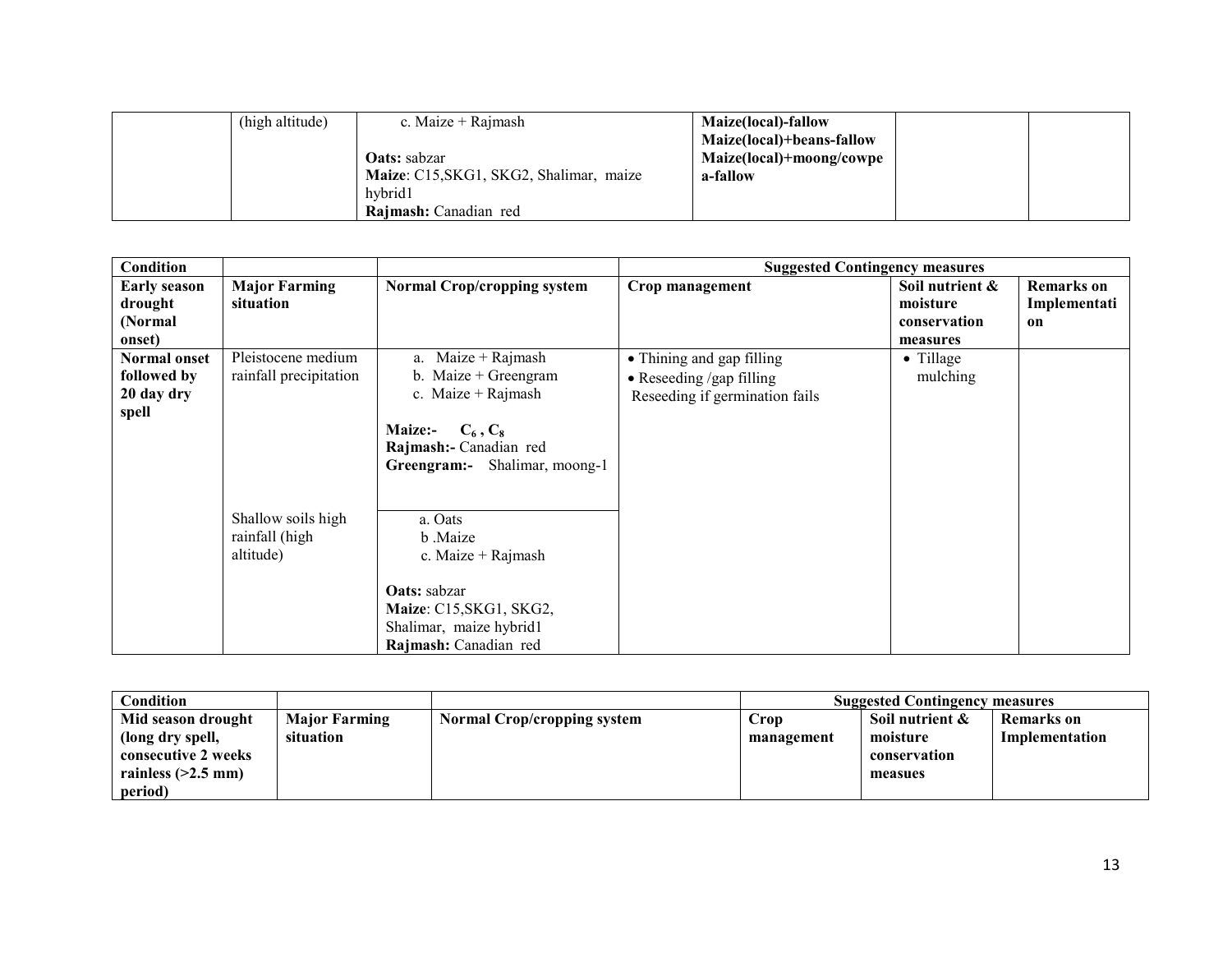| | (high altitude) | c. Maize + Rajmash<br><br>**Oats:** sabzar<br>**Maize**: C15,SKG1, SKG2, Shalimar, maize hybrid1<br>**Rajmash:** Canadian red | **Maize(local)-fallow**<br>**Maize(local)+beans-fallow**<br>**Maize(local)+moong/cowpea-fallow** | | |
|---|---|---|---|---|---|

| **Condition** | | | **Suggested Contingency measures** | | |
|---|---|---|---|---|---|
| **Early season drought (Normal onset)** | **Major Farming situation** | **Normal Crop/cropping system** | **Crop management** | **Soil nutrient & moisture conservation measures** | **Remarks on Implementation** |
| **Normal onset followed by 20 day dry spell** | Pleistocene medium rainfall precipitation | a. Maize + Rajmash<br>b. Maize + Greengram<br>c. Maize + Rajmash<br><br>**Maize:-** $C_6$ , $C_8$<br>**Rajmash:-** Canadian red<br>**Greengram:-** Shalimar, moong-1 | • Thining and gap filling<br>• Reseeding /gap filling<br>Reseeding if germination fails | • Tillage mulching | |
| | Shallow soils high rainfall (high altitude) | a. Oats<br>b .Maize<br>c. Maize + Rajmash<br><br>**Oats:** sabzar<br>**Maize**: C15,SKG1, SKG2, Shalimar, maize hybrid1<br>**Rajmash:** Canadian red | | | |

| **Condition** | | | **Suggested Contingency measures** | | |
|---|---|---|---|---|---|
| **Mid season drought (long dry spell, consecutive 2 weeks rainless (>2.5 mm) period)** | **Major Farming situation** | **Normal Crop/cropping system** | **Crop management** | **Soil nutrient & moisture conservation measues** | **Remarks on Implementation** |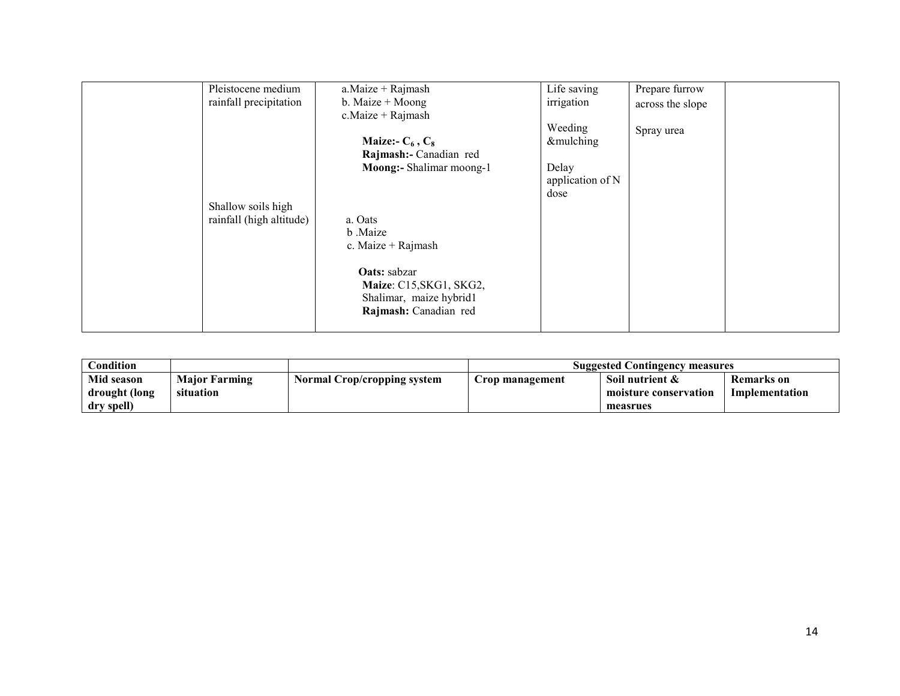| | | | | | |
|---|---|---|---|---|---|
| | Pleistocene medium rainfall precipitation<br><br><br><br><br><br><br><br>Shallow soils high rainfall (high altitude) | a.Maize + Rajmash<br>b. Maize + Moong<br>c.Maize + Rajmash<br><br>**Maize:-** $C_6$ , $C_8$<br>**Rajmash:-** Canadian red<br>**Moong:-** Shalimar moong-1<br><br><br>a. Oats<br>b .Maize<br>c. Maize + Rajmash<br><br>**Oats:** sabzar<br>**Maize**: C15,SKG1, SKG2, Shalimar, maize hybrid1<br>**Rajmash:** Canadian red | Life saving irrigation<br><br>Weeding &mulching<br><br>Delay application of N dose | Prepare furrow across the slope<br><br>Spray urea | |

| Condition | | | Suggested Contingency measures | | |
|---|---|---|---|---|---|
| **Mid season drought (long dry spell)** | **Major Farming situation** | **Normal Crop/cropping system** | **Crop management** | **Soil nutrient & moisture conservation measrues** | **Remarks on Implementation** |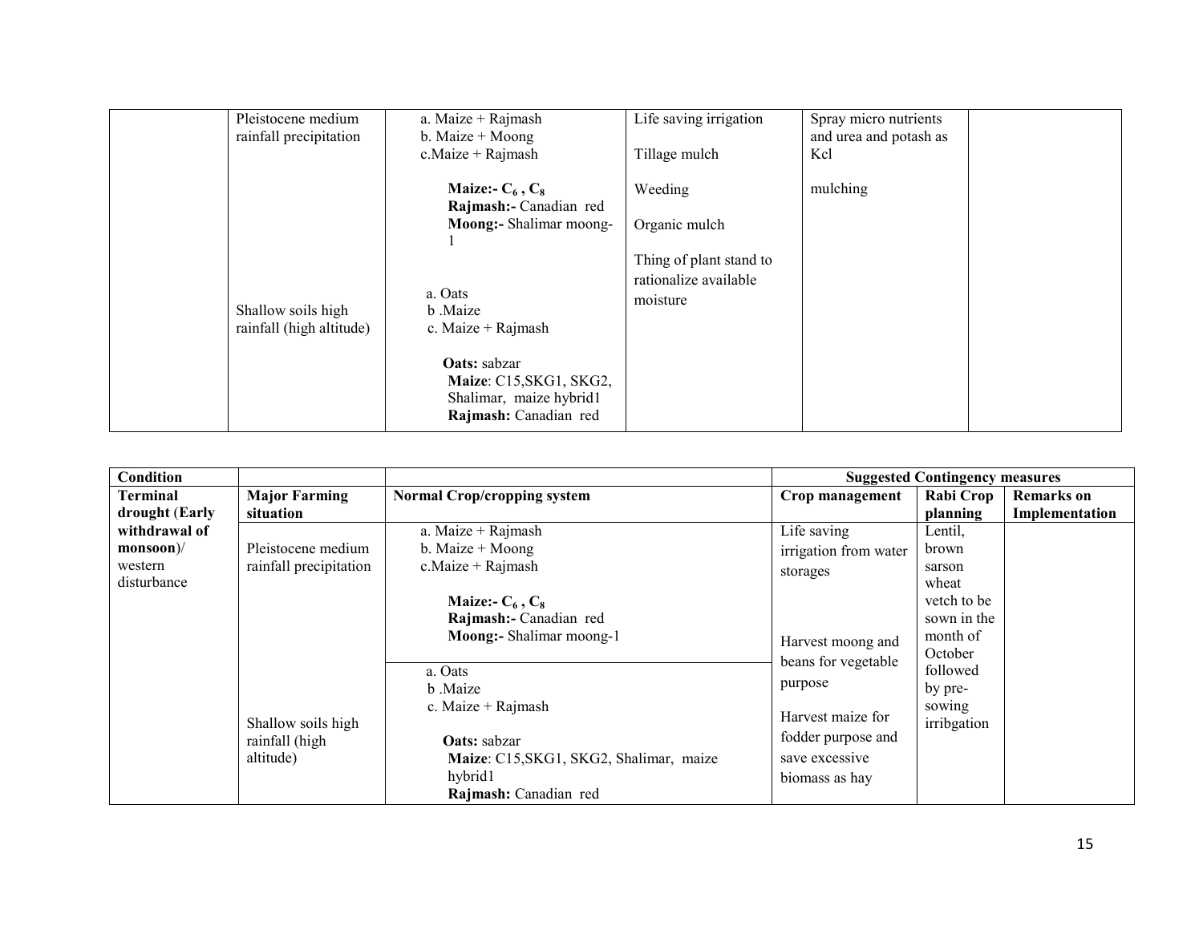| | | | | | |
|---|---|---|---|---|---|
| | Pleistocene medium rainfall precipitation | a. Maize + Rajmash<br>b. Maize + Moong<br>c.Maize + Rajmash<br><br>**Maize:-** $C_6$ , $C_8$<br>**Rajmash:-** Canadian red<br>**Moong:-** Shalimar moong-1 | Life saving irrigation<br><br>Tillage mulch<br><br>Weeding<br><br>Organic mulch<br><br>Thing of plant stand to rationalize available moisture | Spray micro nutrients and urea and potash as Kcl<br><br>mulching | |
| | Shallow soils high rainfall (high altitude) | a. Oats<br>b .Maize<br>c. Maize + Rajmash<br><br>**Oats:** sabzar<br>**Maize**: C15,SKG1, SKG2, Shalimar, maize hybrid1<br>**Rajmash:** Canadian red | | | |

| **Condition** | | | **Suggested Contingency measures** | | |
|---|---|---|---|---|---|
| **Terminal drought (Early withdrawal of monsoon)/** western disturbance | **Major Farming situation** | **Normal Crop/cropping system** | **Crop management** | **Rabi Crop planning** | **Remarks on Implementation** |
| | Pleistocene medium rainfall precipitation | a. Maize + Rajmash<br>b. Maize + Moong<br>c.Maize + Rajmash<br><br>**Maize:-** $C_6$ , $C_8$<br>**Rajmash:-** Canadian red<br>**Moong:-** Shalimar moong-1 | Life saving irrigation from water storages<br><br>Harvest moong and beans for vegetable purpose<br><br>Harvest maize for fodder purpose and save excessive biomass as hay | Lentil, brown sarson wheat vetch to be sown in the month of October followed by pre-sowing irribgation | |
| | Shallow soils high rainfall (high altitude) | a. Oats<br>b .Maize<br>c. Maize + Rajmash<br><br>**Oats:** sabzar<br>**Maize**: C15,SKG1, SKG2, Shalimar, maize hybrid1<br>**Rajmash:** Canadian red | | | |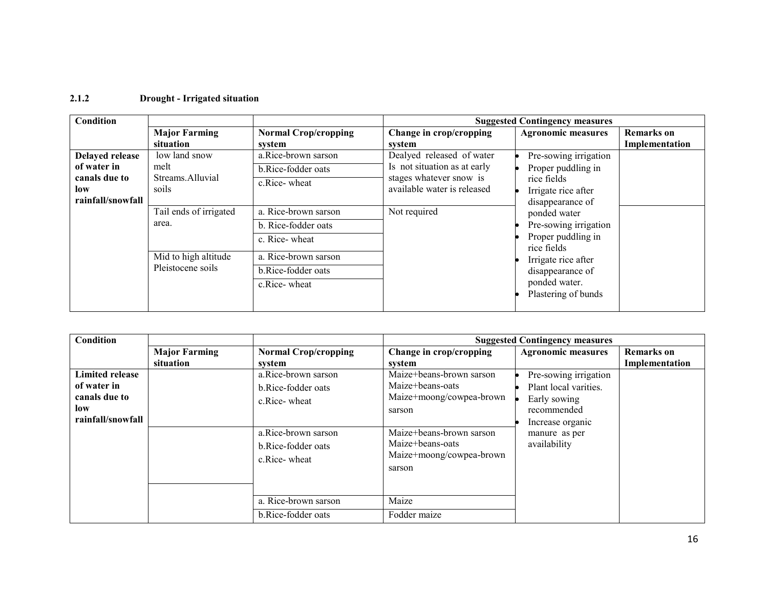### 2.1.2 Drought - Irrigated situation

| Condition | | | Suggested Contingency measures | | |
|---|---|---|---|---|---|
| | Major Farming situation | Normal Crop/cropping system | Change in crop/cropping system | Agronomic measures | Remarks on Implementation |
| Delayed release of water in canals due to low rainfall/snowfall | low land snow melt Streams.Alluvial soils | a.Rice-brown sarson<br>b.Rice-fodder oats<br>c.Rice- wheat | Dealyed released of water Is not situation as at early stages whatever snow is available water is released | • Pre-sowing irrigation<br>• Proper puddling in rice fields<br>• Irrigate rice after disappearance of ponded water | |
| | Tail ends of irrigated area. | a. Rice-brown sarson<br>b. Rice-fodder oats<br>c. Rice- wheat | Not required | • Pre-sowing irrigation<br>• Proper puddling in rice fields<br>• Irrigate rice after disappearance of ponded water.<br>• Plastering of bunds | |
| | Mid to high altitude Pleistocene soils | a. Rice-brown sarson<br>b.Rice-fodder oats<br>c.Rice- wheat | | | |

| Condition | | | Suggested Contingency measures | | |
|---|---|---|---|---|---|
| | Major Farming situation | Normal Crop/cropping system | Change in crop/cropping system | Agronomic measures | Remarks on Implementation |
| Limited release of water in canals due to low rainfall/snowfall | | a.Rice-brown sarson<br>b.Rice-fodder oats<br>c.Rice- wheat | Maize+beans-brown sarson<br>Maize+beans-oats<br>Maize+moong/cowpea-brown sarson | • Pre-sowing irrigation<br>• Plant local varities.<br>• Early sowing recommended<br>• Increase organic manure as per availability | |
| | | a.Rice-brown sarson<br>b.Rice-fodder oats<br>c.Rice- wheat | Maize+beans-brown sarson<br>Maize+beans-oats<br>Maize+moong/cowpea-brown sarson | | |
| | | a. Rice-brown sarson | Maize | | |
| | | b.Rice-fodder oats | Fodder maize | | |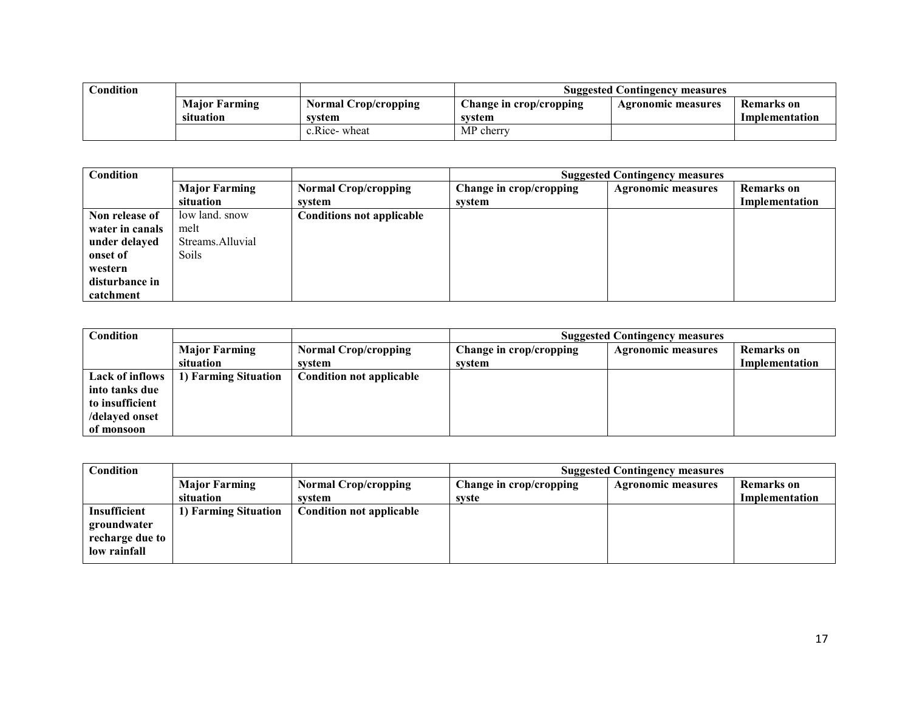| Condition | | | Suggested Contingency measures | | |
|---|---|---|---|---|---|
| | **Major Farming situation** | **Normal Crop/cropping system** | **Change in crop/cropping system** | **Agronomic measures** | **Remarks on Implementation** |
| | | c.Rice- wheat | MP cherry | | |

| Condition | | | Suggested Contingency measures | | |
|---|---|---|---|---|---|
| | **Major Farming situation** | **Normal Crop/cropping system** | **Change in crop/cropping system** | **Agronomic measures** | **Remarks on Implementation** |
| **Non release of water in canals under delayed onset of western disturbance in catchment** | low land. snow melt Streams.Alluvial Soils | **Conditions not applicable** | | | |

| Condition | | | Suggested Contingency measures | | |
|---|---|---|---|---|---|
| | **Major Farming situation** | **Normal Crop/cropping system** | **Change in crop/cropping system** | **Agronomic measures** | **Remarks on Implementation** |
| **Lack of inflows into tanks due to insufficient /delayed onset of monsoon** | **1) Farming Situation** | **Condition not applicable** | | | |

| Condition | | | Suggested Contingency measures | | |
|---|---|---|---|---|---|
| | **Major Farming situation** | **Normal Crop/cropping system** | **Change in crop/cropping syste** | **Agronomic measures** | **Remarks on Implementation** |
| **Insufficient groundwater recharge due to low rainfall** | **1) Farming Situation** | **Condition not applicable** | | | |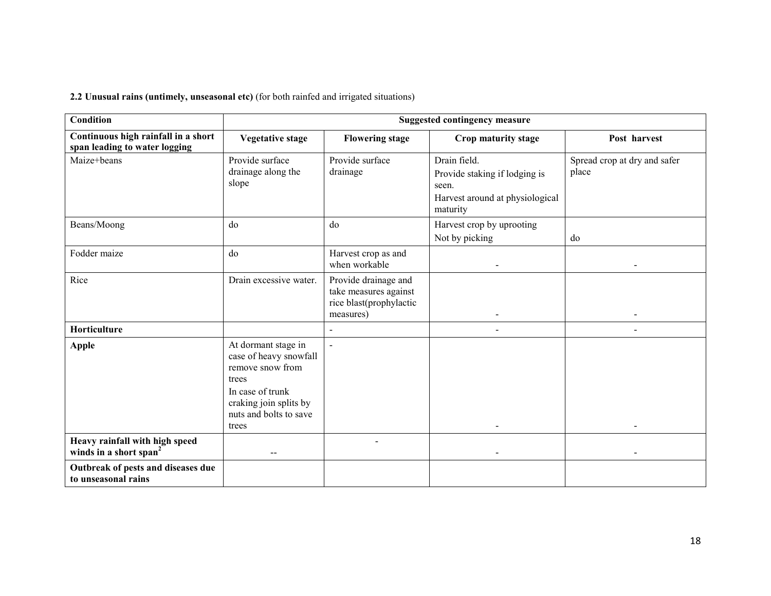**2.2 Unusual rains (untimely, unseasonal etc)** (for both rainfed and irrigated situations)

| **Condition** | **Suggested contingency measure** | | | |
|---|---|---|---|---|
| **Continuous high rainfall in a short span leading to water logging** | **Vegetative stage** | **Flowering stage** | **Crop maturity stage** | **Post harvest** |
| Maize+beans | Provide surface drainage along the slope | Provide surface drainage | Drain field.<br>Provide staking if lodging is seen.<br>Harvest around at physiological maturity | Spread crop at dry and safer place |
| Beans/Moong | do | do | Harvest crop by uprooting<br>Not by picking | do |
| Fodder maize | do | Harvest crop as and when workable | - | - |
| Rice | Drain excessive water. | Provide drainage and take measures against rice blast(prophylactic measures) | - | - |
| **Horticulture** | | - | - | - |
| **Apple** | At dormant stage in case of heavy snowfall remove snow from trees<br>In case of trunk craking join splits by nuts and bolts to save trees | - | - | - |
| **Heavy rainfall with high speed winds in a short span[2]** | -- | - | - | - |
| **Outbreak of pests and diseases due to unseasonal rains** | | | | |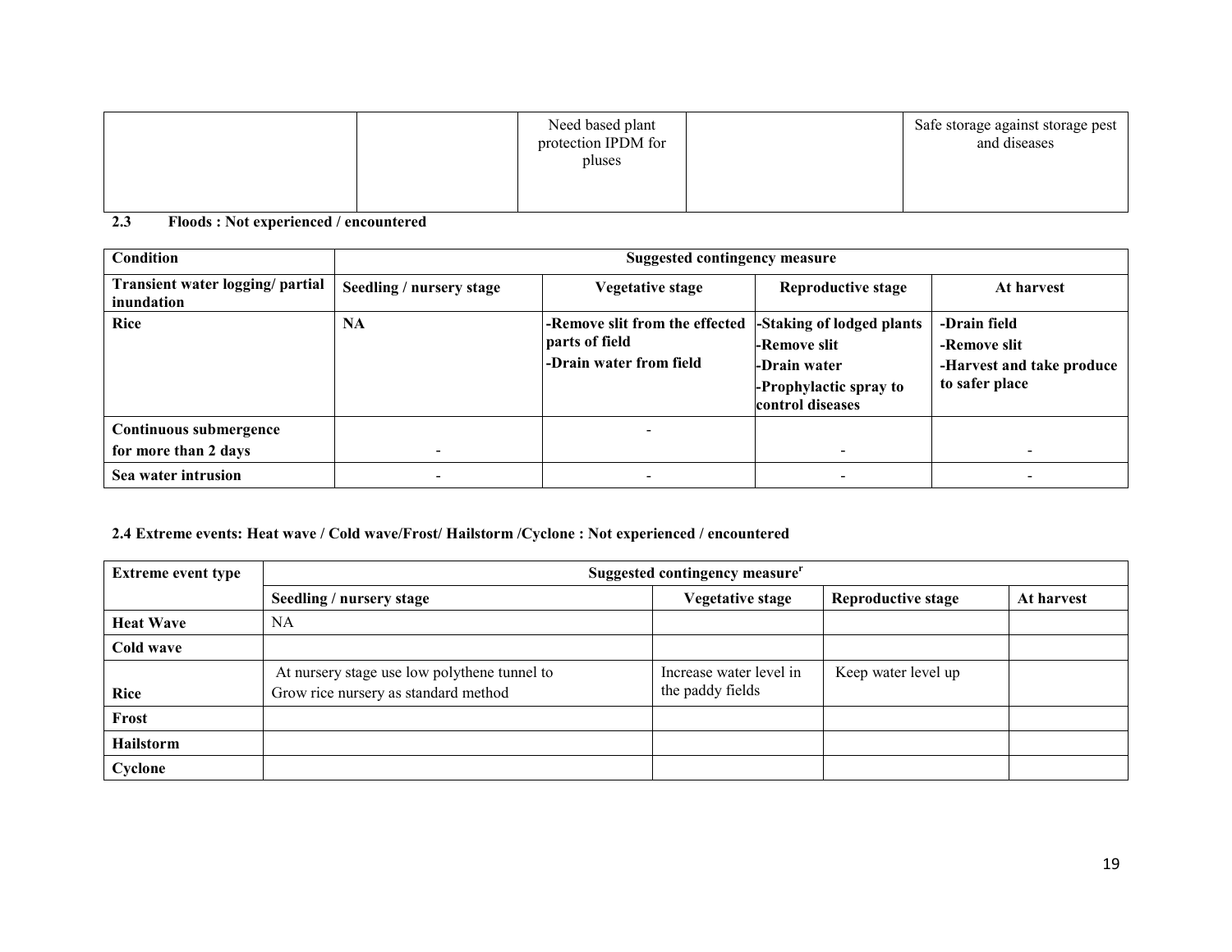| | | Need based plant protection IPDM for pluses | | Safe storage against storage pest and diseases |
|---|---|---|---|---|

**2.3 Floods : Not experienced / encountered**

| Condition | Suggested contingency measure | | | |
|---|---|---|---|---|
| **Transient water logging/ partial inundation** | **Seedling / nursery stage** | **Vegetative stage** | **Reproductive stage** | **At harvest** |
| **Rice** | **NA** | **-Remove slit from the effected parts of field**<br>**-Drain water from field** | **-Staking of lodged plants**<br>**-Remove slit**<br>**-Drain water**<br>**-Prophylactic spray to control diseases** | **-Drain field**<br>**-Remove slit**<br>**-Harvest and take produce to safer place** |
| **Continuous submergence for more than 2 days** | - | - | - | - |
| **Sea water intrusion** | - | - | - | - |

**2.4 Extreme events: Heat wave / Cold wave/Frost/ Hailstorm /Cyclone : Not experienced / encountered**

| Extreme event type | Suggested contingency measure[r] | | | |
|---|---|---|---|---|
| | **Seedling / nursery stage** | **Vegetative stage** | **Reproductive stage** | **At harvest** |
| **Heat Wave** | NA | | | |
| **Cold wave** | | | | |
| **Rice** | At nursery stage use low polythene tunnel to Grow rice nursery as standard method | Increase water level in the paddy fields | Keep water level up | |
| **Frost** | | | | |
| **Hailstorm** | | | | |
| **Cyclone** | | | | |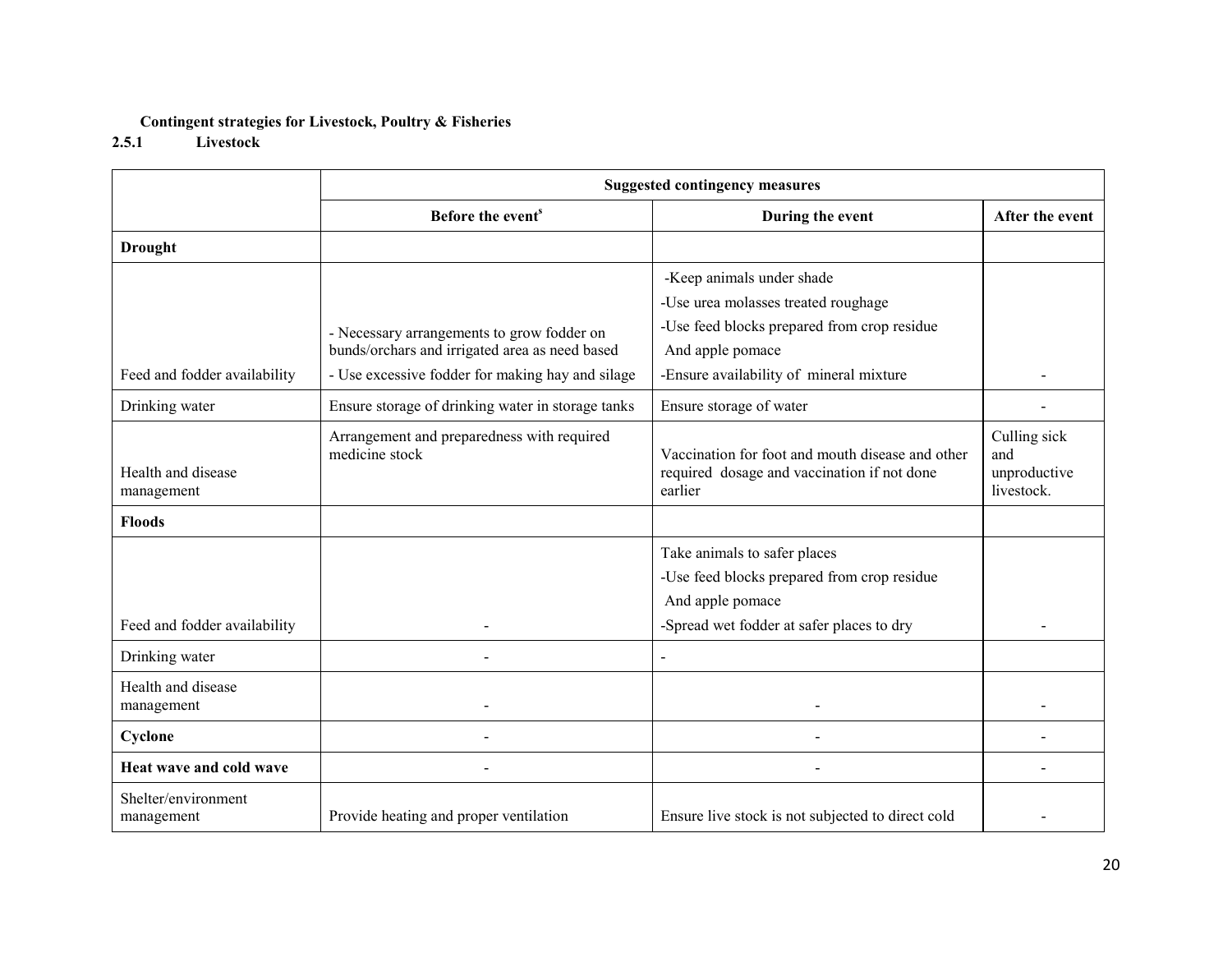**Contingent strategies for Livestock, Poultry & Fisheries**

### 2.5.1 Livestock

| | Suggested contingency measures | | |
|---|---|---|---|
| | Before the event[s] | During the event | After the event |
| **Drought** | | | |
| Feed and fodder availability | - Necessary arrangements to grow fodder on bunds/orchars and irrigated area as need based<br>- Use excessive fodder for making hay and silage | -Keep animals under shade<br>-Use urea molasses treated roughage<br>-Use feed blocks prepared from crop residue And apple pomace<br>-Ensure availability of mineral mixture | - |
| Drinking water | Ensure storage of drinking water in storage tanks | Ensure storage of water | - |
| Health and disease management | Arrangement and preparedness with required medicine stock | Vaccination for foot and mouth disease and other required dosage and vaccination if not done earlier | Culling sick and unproductive livestock. |
| **Floods** | | | |
| Feed and fodder availability | - | Take animals to safer places<br>-Use feed blocks prepared from crop residue And apple pomace<br>-Spread wet fodder at safer places to dry | - |
| Drinking water | - | - | |
| Health and disease management | - | - | - |
| **Cyclone** | - | - | - |
| **Heat wave and cold wave** | - | - | - |
| Shelter/environment management | Provide heating and proper ventilation | Ensure live stock is not subjected to direct cold | - |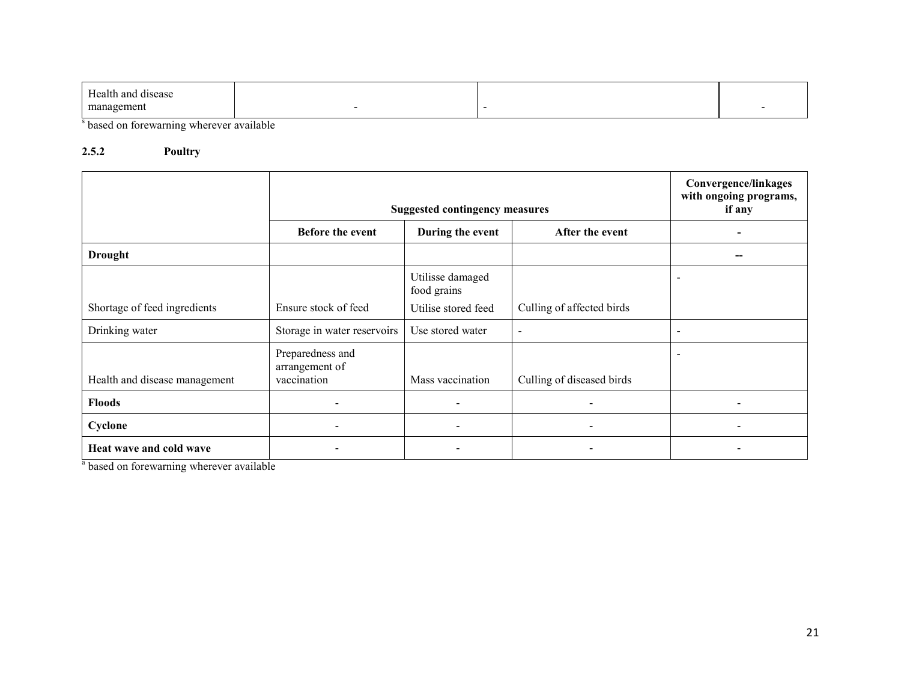| Health and disease management | - | - | - |
|---|---|---|---|

[s] based on forewarning wherever available

**2.5.2 Poultry**

| | Suggested contingency measures | | | Convergence/linkages with ongoing programs, if any |
|---|---|---|---|---|
| | **Before the event** | **During the event** | **After the event** | **-** |
| **Drought** | | | | **--** |
| Shortage of feed ingredients | Ensure stock of feed | Utilisse damaged food grains<br>Utilise stored feed | Culling of affected birds | - |
| Drinking water | Storage in water reservoirs | Use stored water | - | - |
| Health and disease management | Preparedness and arrangement of vaccination | Mass vaccination | Culling of diseased birds | - |
| **Floods** | - | - | - | - |
| **Cyclone** | - | - | - | - |
| **Heat wave and cold wave** | - | - | - | - |

[a] based on forewarning wherever available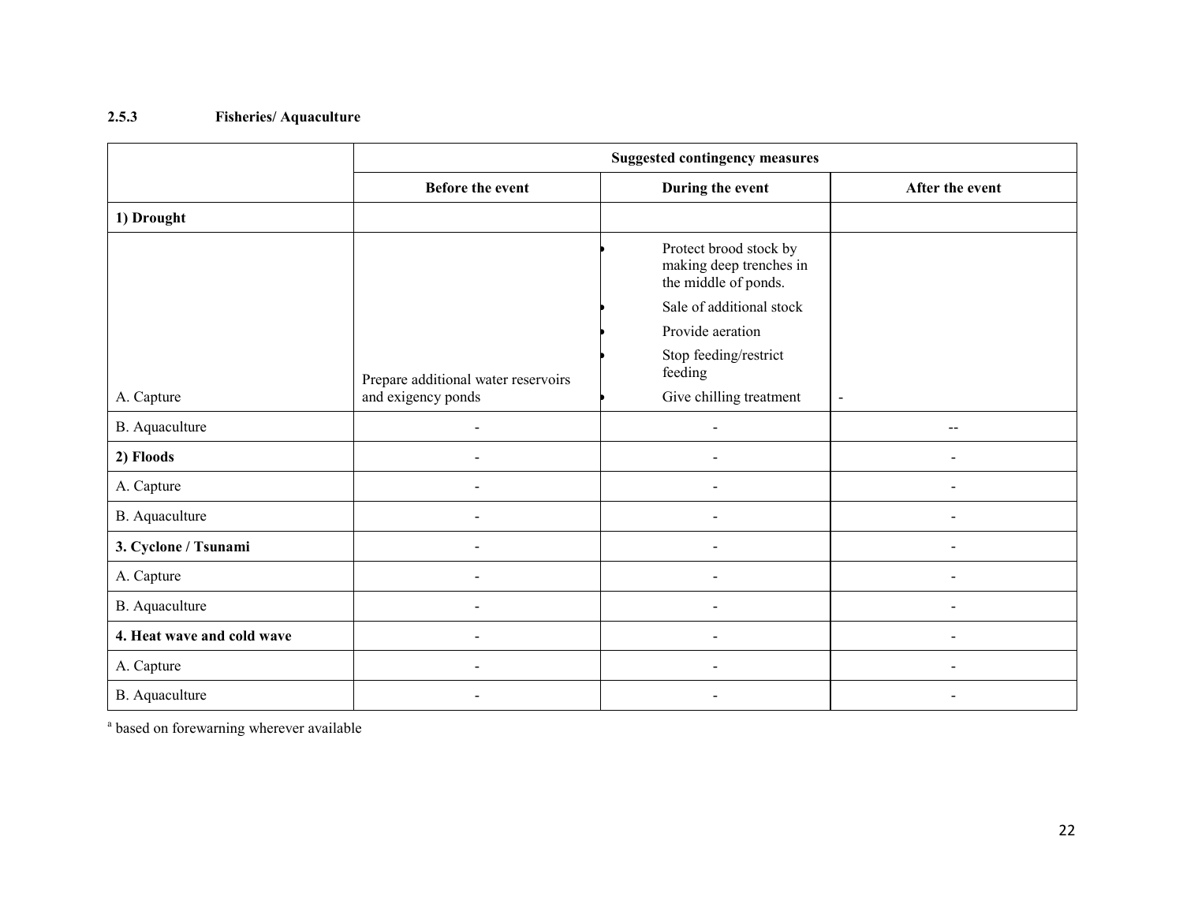### 2.5.3 Fisheries/ Aquaculture

| | Suggested contingency measures | | |
|---|---|---|---|
| | **Before the event** | **During the event** | **After the event** |
| **1) Drought** | | | |
| A. Capture | Prepare additional water reservoirs and exigency ponds | • Protect brood stock by making deep trenches in the middle of ponds.<br>• Sale of additional stock<br>• Provide aeration<br>• Stop feeding/restrict feeding<br>• Give chilling treatment | - |
| B. Aquaculture | - | - | -- |
| **2) Floods** | - | - | - |
| A. Capture | - | - | - |
| B. Aquaculture | - | - | - |
| **3. Cyclone / Tsunami** | - | - | - |
| A. Capture | - | - | - |
| B. Aquaculture | - | - | - |
| **4. Heat wave and cold wave** | - | - | - |
| A. Capture | - | - | - |
| B. Aquaculture | - | - | - |

[a] based on forewarning wherever available